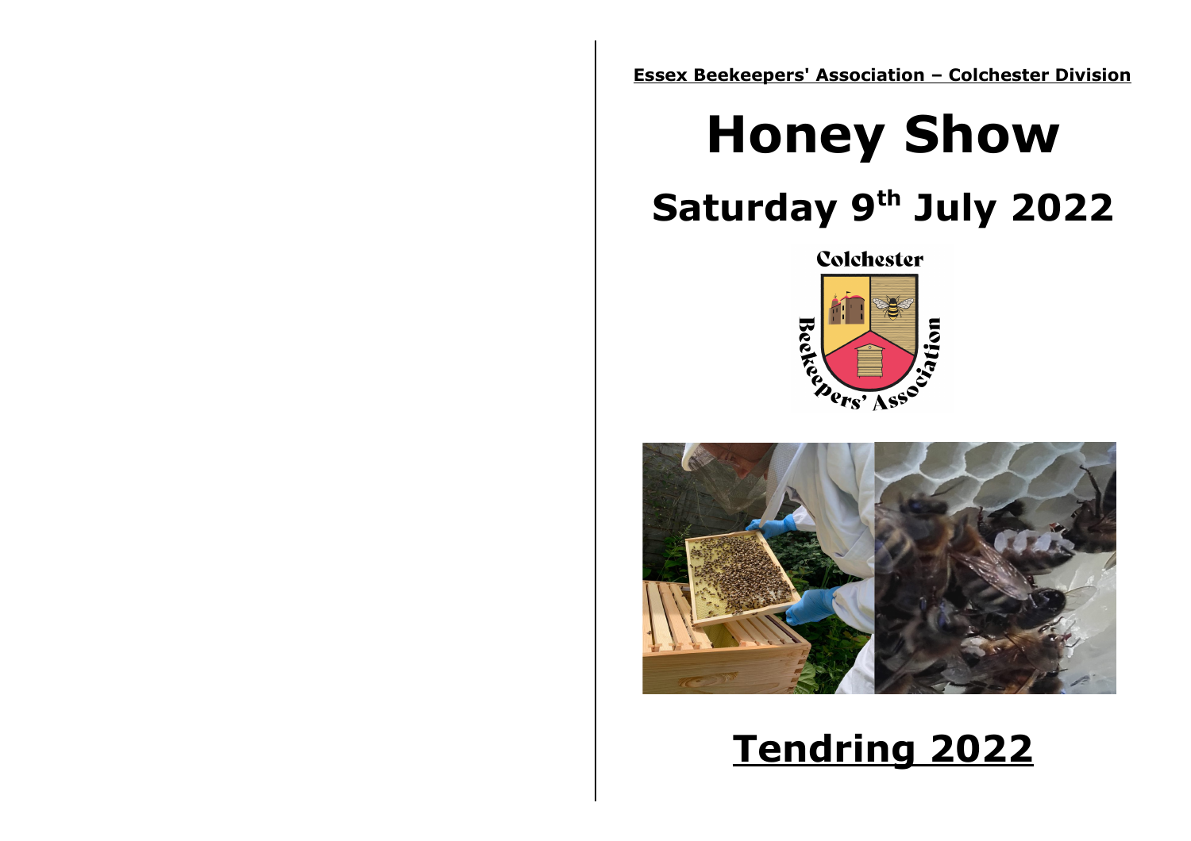**Essex Beekeepers' Association – Colchester Division**

# Honey Show

## Saturday 9th July 2022

## Tendring 2022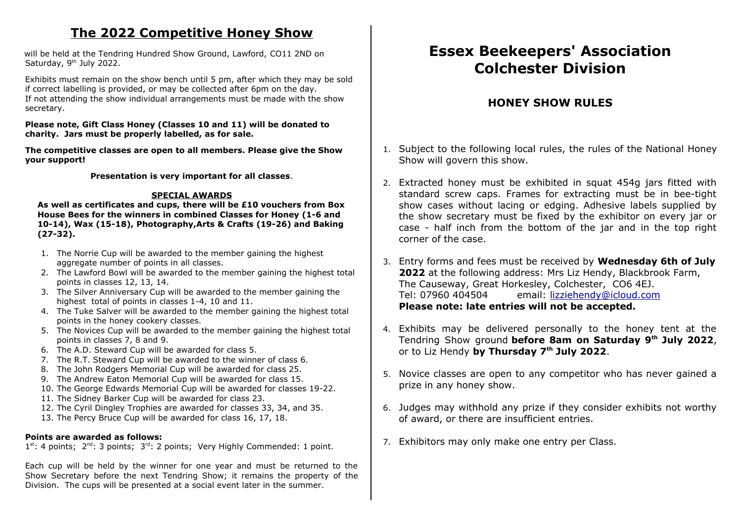# The 2022 Competitive Honey Show

will be held at the Tendring Hundred Show Ground, Lawford, CO11 2ND on Saturday, 9th July 2022.

Exhibits must remain on the show bench until 5 pm, after which they may be sold if correct labelling is provided, or may be collected after 6pm on the day. If not attending the show individual arrangements must be made with the show secretary.

**Please note, Gift Class Honey (Classes 10 and 11) will be donated to charity. Jars must be properly labelled, as for sale.**

**The competitive classes are open to all members. Please give the Show your support!**

**Presentation is very important for all classes**.

## SPECIAL AWARDS

**As well as certificates and cups, there will be £10 vouchers from Box House Bees for the winners in combined Classes for Honey (1-6 and 10-14), Wax (15-18), Photography,Arts & Crafts (19-26) and Baking (27-32).**

1. The Norrie Cup will be awarded to the member gaining the highest aggregate number of points in all classes.
2. The Lawford Bowl will be awarded to the member gaining the highest total points in classes 12, 13, 14.
3. The Silver Anniversary Cup will be awarded to the member gaining the highest total of points in classes 1-4, 10 and 11.
4. The Tuke Salver will be awarded to the member gaining the highest total points in the honey cookery classes.
5. The Novices Cup will be awarded to the member gaining the highest total points in classes 7, 8 and 9.
6. The A.D. Steward Cup will be awarded for class 5.
7. The R.T. Steward Cup will be awarded to the winner of class 6.
8. The John Rodgers Memorial Cup will be awarded for class 25.
9. The Andrew Eaton Memorial Cup will be awarded for class 15.
10. The George Edwards Memorial Cup will be awarded for classes 19-22.
11. The Sidney Barker Cup will be awarded for class 23.
12. The Cyril Dingley Trophies are awarded for classes 33, 34, and 35.
13. The Percy Bruce Cup will be awarded for class 16, 17, 18.

**Points are awarded as follows:**
1st: 4 points; 2nd: 3 points; 3rd: 2 points; Very Highly Commended: 1 point.

Each cup will be held by the winner for one year and must be returned to the Show Secretary before the next Tendring Show; it remains the property of the Division. The cups will be presented at a social event later in the summer.

# Essex Beekeepers' Association Colchester Division

## HONEY SHOW RULES

1. Subject to the following local rules, the rules of the National Honey Show will govern this show.
2. Extracted honey must be exhibited in squat 454g jars fitted with standard screw caps. Frames for extracting must be in bee-tight show cases without lacing or edging. Adhesive labels supplied by the show secretary must be fixed by the exhibitor on every jar or case - half inch from the bottom of the jar and in the top right corner of the case.
3. Entry forms and fees must be received by **Wednesday 6th of July 2022** at the following address: Mrs Liz Hendy, Blackbrook Farm, The Causeway, Great Horkesley, Colchester, CO6 4EJ.
   Tel: 07960 404504 email: lizziehendy@icloud.com
   **Please note: late entries will not be accepted.**
4. Exhibits may be delivered personally to the honey tent at the Tendring Show ground **before 8am on Saturday 9th July 2022**, or to Liz Hendy **by Thursday 7th July 2022**.
5. Novice classes are open to any competitor who has never gained a prize in any honey show.
6. Judges may withhold any prize if they consider exhibits not worthy of award, or there are insufficient entries.
7. Exhibitors may only make one entry per Class.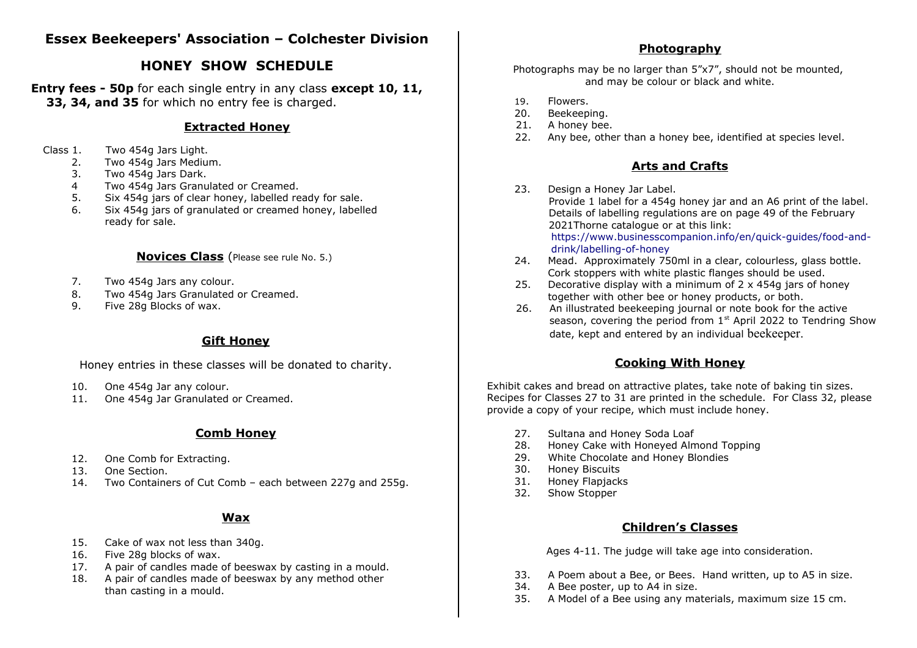# Essex Beekeepers' Association – Colchester Division

## HONEY SHOW SCHEDULE

**Entry fees - 50p** for each single entry in any class **except 10, 11, 33, 34, and 35** for which no entry fee is charged.

### Extracted Honey

Class 1. Two 454g Jars Light.
2. Two 454g Jars Medium.
3. Two 454g Jars Dark.
4 Two 454g Jars Granulated or Creamed.
5. Six 454g jars of clear honey, labelled ready for sale.
6. Six 454g jars of granulated or creamed honey, labelled ready for sale.

### Novices Class (Please see rule No. 5.)

7. Two 454g Jars any colour.
8. Two 454g Jars Granulated or Creamed.
9. Five 28g Blocks of wax.

### Gift Honey

Honey entries in these classes will be donated to charity.

10. One 454g Jar any colour.
11. One 454g Jar Granulated or Creamed.

### Comb Honey

12. One Comb for Extracting.
13. One Section.
14. Two Containers of Cut Comb – each between 227g and 255g.

### Wax

15. Cake of wax not less than 340g.
16. Five 28g blocks of wax.
17. A pair of candles made of beeswax by casting in a mould.
18. A pair of candles made of beeswax by any method other than casting in a mould.

### Photography

Photographs may be no larger than 5"x7", should not be mounted, and may be colour or black and white.

19. Flowers.
20. Beekeeping.
21. A honey bee.
22. Any bee, other than a honey bee, identified at species level.

### Arts and Crafts

23. Design a Honey Jar Label.
Provide 1 label for a 454g honey jar and an A6 print of the label. Details of labelling regulations are on page 49 of the February 2021Thorne catalogue or at this link:
https://www.businesscompanion.info/en/quick-guides/food-and-drink/labelling-of-honey
24. Mead. Approximately 750ml in a clear, colourless, glass bottle. Cork stoppers with white plastic flanges should be used.
25. Decorative display with a minimum of 2 x 454g jars of honey together with other bee or honey products, or both.
26. An illustrated beekeeping journal or note book for the active season, covering the period from 1st April 2022 to Tendring Show date, kept and entered by an individual beekeeper.

### Cooking With Honey

Exhibit cakes and bread on attractive plates, take note of baking tin sizes. Recipes for Classes 27 to 31 are printed in the schedule. For Class 32, please provide a copy of your recipe, which must include honey.

27. Sultana and Honey Soda Loaf
28. Honey Cake with Honeyed Almond Topping
29. White Chocolate and Honey Blondies
30. Honey Biscuits
31. Honey Flapjacks
32. Show Stopper

### Children's Classes

Ages 4-11. The judge will take age into consideration.

33. A Poem about a Bee, or Bees. Hand written, up to A5 in size.
34. A Bee poster, up to A4 in size.
35. A Model of a Bee using any materials, maximum size 15 cm.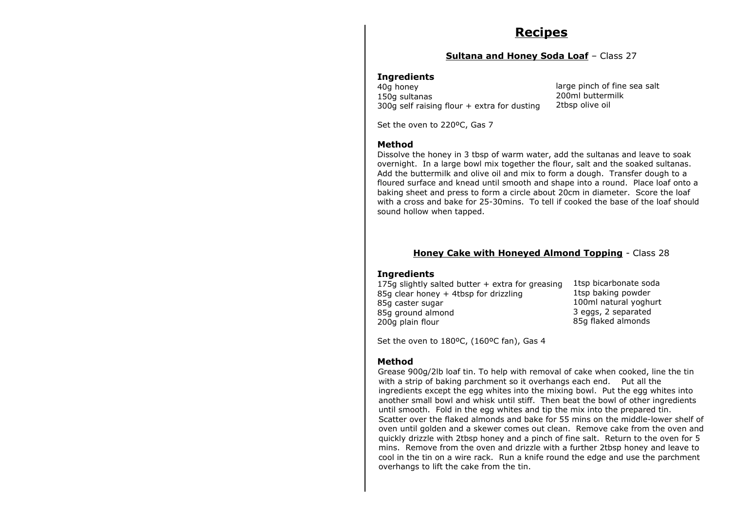# Recipes

## Sultana and Honey Soda Loaf – Class 27

### Ingredients

40g honey
150g sultanas
300g self raising flour + extra for dusting
large pinch of fine sea salt
200ml buttermilk
2tbsp olive oil

Set the oven to 220ºC, Gas 7

### Method

Dissolve the honey in 3 tbsp of warm water, add the sultanas and leave to soak overnight. In a large bowl mix together the flour, salt and the soaked sultanas. Add the buttermilk and olive oil and mix to form a dough. Transfer dough to a floured surface and knead until smooth and shape into a round. Place loaf onto a baking sheet and press to form a circle about 20cm in diameter. Score the loaf with a cross and bake for 25-30mins. To tell if cooked the base of the loaf should sound hollow when tapped.

## Honey Cake with Honeyed Almond Topping - Class 28

### Ingredients

175g slightly salted butter + extra for greasing
85g clear honey + 4tbsp for drizzling
85g caster sugar
85g ground almond
200g plain flour
1tsp bicarbonate soda
1tsp baking powder
100ml natural yoghurt
3 eggs, 2 separated
85g flaked almonds

Set the oven to 180ºC, (160ºC fan), Gas 4

### Method

Grease 900g/2lb loaf tin. To help with removal of cake when cooked, line the tin with a strip of baking parchment so it overhangs each end. Put all the ingredients except the egg whites into the mixing bowl. Put the egg whites into another small bowl and whisk until stiff. Then beat the bowl of other ingredients until smooth. Fold in the egg whites and tip the mix into the prepared tin. Scatter over the flaked almonds and bake for 55 mins on the middle-lower shelf of oven until golden and a skewer comes out clean. Remove cake from the oven and quickly drizzle with 2tbsp honey and a pinch of fine salt. Return to the oven for 5 mins. Remove from the oven and drizzle with a further 2tbsp honey and leave to cool in the tin on a wire rack. Run a knife round the edge and use the parchment overhangs to lift the cake from the tin.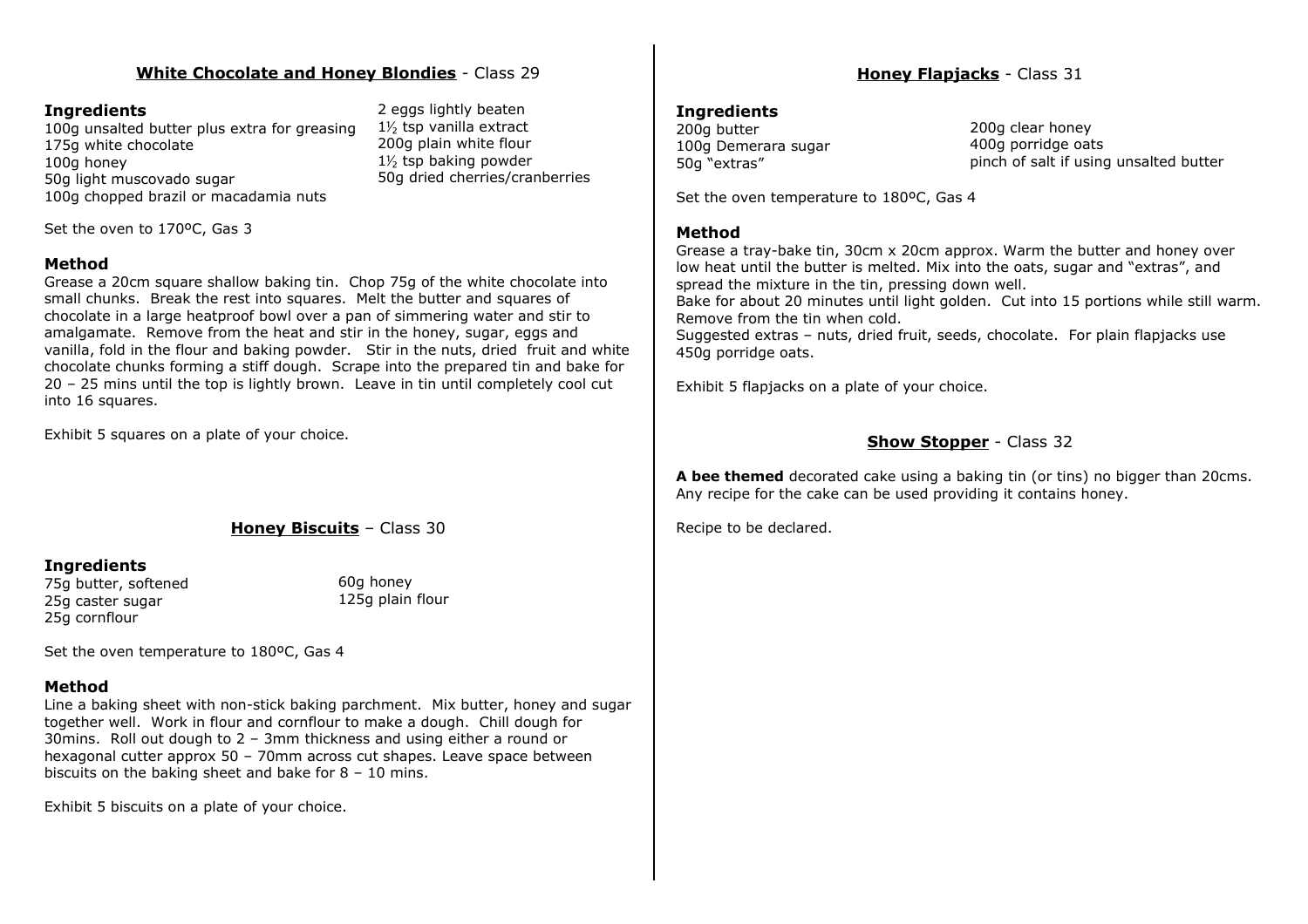## White Chocolate and Honey Blondies - Class 29

### Ingredients

100g unsalted butter plus extra for greasing
175g white chocolate
100g honey
50g light muscovado sugar
100g chopped brazil or macadamia nuts
2 eggs lightly beaten
1½ tsp vanilla extract
200g plain white flour
1½ tsp baking powder
50g dried cherries/cranberries

Set the oven to 170ºC, Gas 3

### Method

Grease a 20cm square shallow baking tin. Chop 75g of the white chocolate into small chunks. Break the rest into squares. Melt the butter and squares of chocolate in a large heatproof bowl over a pan of simmering water and stir to amalgamate. Remove from the heat and stir in the honey, sugar, eggs and vanilla, fold in the flour and baking powder. Stir in the nuts, dried fruit and white chocolate chunks forming a stiff dough. Scrape into the prepared tin and bake for 20 – 25 mins until the top is lightly brown. Leave in tin until completely cool cut into 16 squares.

Exhibit 5 squares on a plate of your choice.

## Honey Biscuits – Class 30

### Ingredients

75g butter, softened
25g caster sugar
25g cornflour
60g honey
125g plain flour

Set the oven temperature to 180ºC, Gas 4

### Method

Line a baking sheet with non-stick baking parchment. Mix butter, honey and sugar together well. Work in flour and cornflour to make a dough. Chill dough for 30mins. Roll out dough to 2 – 3mm thickness and using either a round or hexagonal cutter approx 50 – 70mm across cut shapes. Leave space between biscuits on the baking sheet and bake for 8 – 10 mins.

Exhibit 5 biscuits on a plate of your choice.

## Honey Flapjacks - Class 31

### Ingredients

200g butter
100g Demerara sugar
50g "extras"
200g clear honey
400g porridge oats
pinch of salt if using unsalted butter

Set the oven temperature to 180ºC, Gas 4

### Method

Grease a tray-bake tin, 30cm x 20cm approx. Warm the butter and honey over low heat until the butter is melted. Mix into the oats, sugar and "extras", and spread the mixture in the tin, pressing down well.
Bake for about 20 minutes until light golden. Cut into 15 portions while still warm. Remove from the tin when cold.
Suggested extras – nuts, dried fruit, seeds, chocolate. For plain flapjacks use 450g porridge oats.

Exhibit 5 flapjacks on a plate of your choice.

## Show Stopper - Class 32

**A bee themed** decorated cake using a baking tin (or tins) no bigger than 20cms. Any recipe for the cake can be used providing it contains honey.

Recipe to be declared.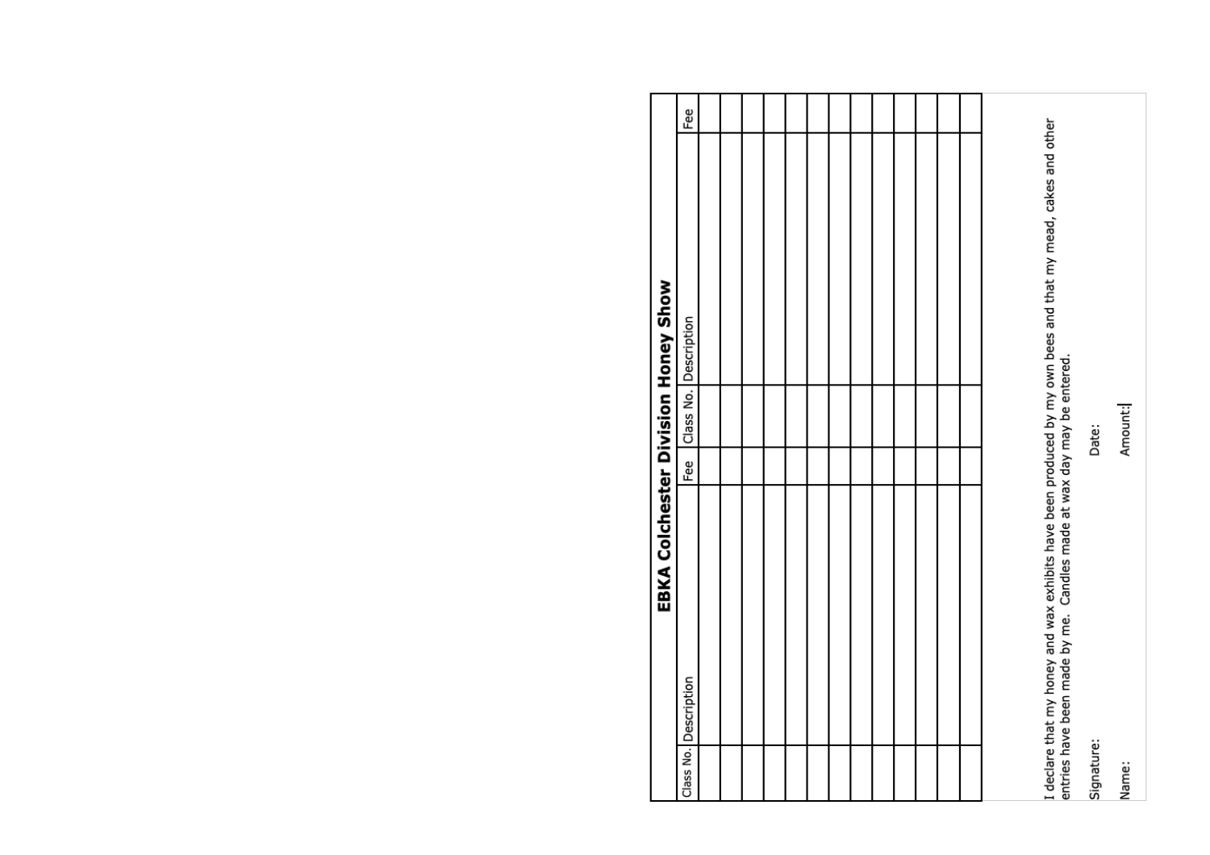## EBKA Colchester Division Honey Show

| Class No. | Description | Fee | Class No. | Description | Fee |
|---|---|---|---|---|---|
| | | | | | |
| | | | | | |
| | | | | | |
| | | | | | |
| | | | | | |
| | | | | | |
| | | | | | |
| | | | | | |
| | | | | | |
| | | | | | |
| | | | | | |
| | | | | | |
| | | | | | |

I declare that my honey and wax exhibits have been produced by my own bees and that my mead, cakes and other entries have been made by me. Candles made at wax day may be entered.

Signature: Date:

Name: Amount: